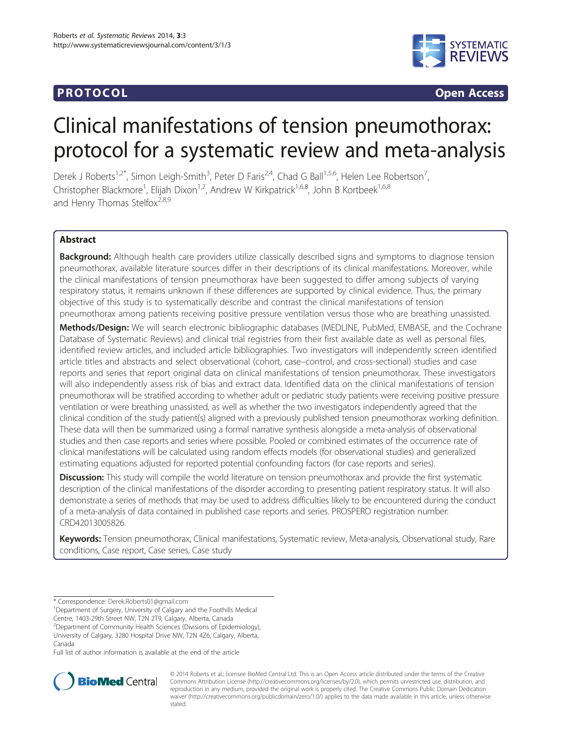**PROTOCOL** **Open Access**

# Clinical manifestations of tension pneumothorax: protocol for a systematic review and meta-analysis

Derek J Roberts[1,2*], Simon Leigh-Smith[3], Peter D Faris[2,4], Chad G Ball[1,5,6], Helen Lee Robertson[7], Christopher Blackmore[1], Elijah Dixon[1,2], Andrew W Kirkpatrick[1,6,8], John B Kortbeek[1,6,8] and Henry Thomas Stelfox[2,8,9]

## Abstract

**Background:** Although health care providers utilize classically described signs and symptoms to diagnose tension pneumothorax, available literature sources differ in their descriptions of its clinical manifestations. Moreover, while the clinical manifestations of tension pneumothorax have been suggested to differ among subjects of varying respiratory status, it remains unknown if these differences are supported by clinical evidence. Thus, the primary objective of this study is to systematically describe and contrast the clinical manifestations of tension pneumothorax among patients receiving positive pressure ventilation versus those who are breathing unassisted.

**Methods/Design:** We will search electronic bibliographic databases (MEDLINE, PubMed, EMBASE, and the Cochrane Database of Systematic Reviews) and clinical trial registries from their first available date as well as personal files, identified review articles, and included article bibliographies. Two investigators will independently screen identified article titles and abstracts and select observational (cohort, case–control, and cross-sectional) studies and case reports and series that report original data on clinical manifestations of tension pneumothorax. These investigators will also independently assess risk of bias and extract data. Identified data on the clinical manifestations of tension pneumothorax will be stratified according to whether adult or pediatric study patients were receiving positive pressure ventilation or were breathing unassisted, as well as whether the two investigators independently agreed that the clinical condition of the study patient(s) aligned with a previously published tension pneumothorax working definition. These data will then be summarized using a formal narrative synthesis alongside a meta-analysis of observational studies and then case reports and series where possible. Pooled or combined estimates of the occurrence rate of clinical manifestations will be calculated using random effects models (for observational studies) and generalized estimating equations adjusted for reported potential confounding factors (for case reports and series).

**Discussion:** This study will compile the world literature on tension pneumothorax and provide the first systematic description of the clinical manifestations of the disorder according to presenting patient respiratory status. It will also demonstrate a series of methods that may be used to address difficulties likely to be encountered during the conduct of a meta-analysis of data contained in published case reports and series. PROSPERO registration number: CRD42013005826.

**Keywords:** Tension pneumothorax, Clinical manifestations, Systematic review, Meta-analysis, Observational study, Rare conditions, Case report, Case series, Case study

---

\* Correspondence: Derek.Roberts01@gmail.com
[1]Department of Surgery, University of Calgary and the Foothills Medical Centre, 1403-29th Street NW, T2N 2T9, Calgary, Alberta, Canada
[2]Department of Community Health Sciences (Divisions of Epidemiology), University of Calgary, 3280 Hospital Drive NW, T2N 4Z6, Calgary, Alberta, Canada
Full list of author information is available at the end of the article

© 2014 Roberts et al.; licensee BioMed Central Ltd. This is an Open Access article distributed under the terms of the Creative Commons Attribution License (http://creativecommons.org/licenses/by/2.0), which permits unrestricted use, distribution, and reproduction in any medium, provided the original work is properly cited. The Creative Commons Public Domain Dedication waiver (http://creativecommons.org/publicdomain/zero/1.0/) applies to the data made available in this article, unless otherwise stated.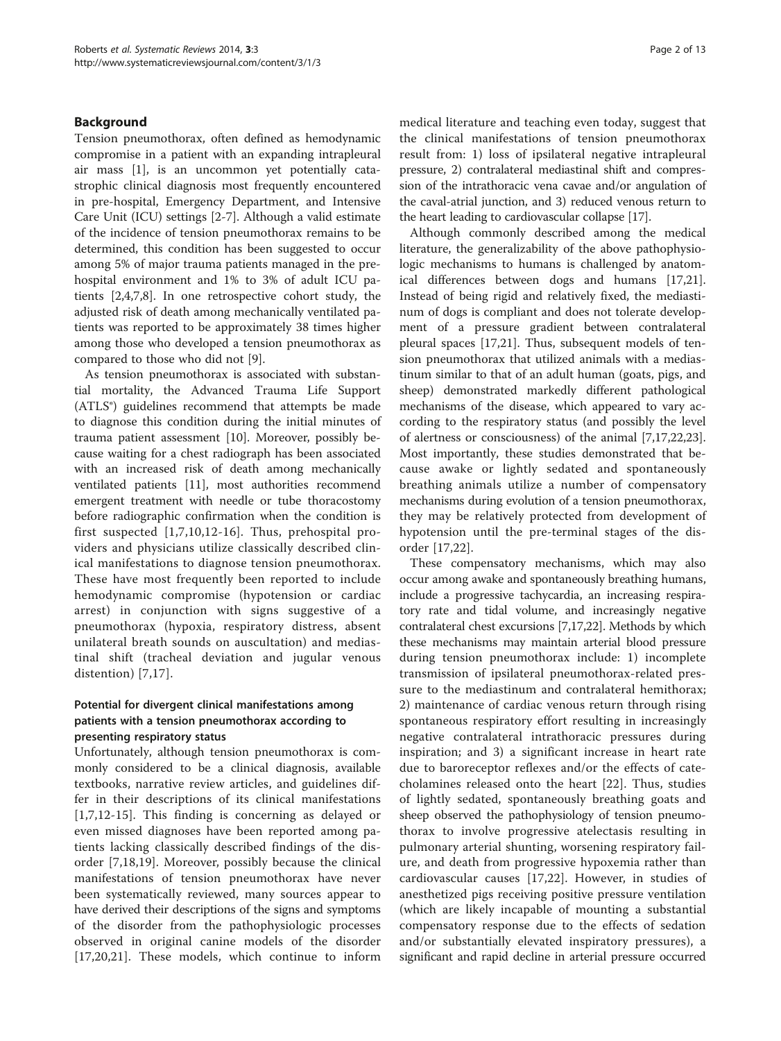## Background

Tension pneumothorax, often defined as hemodynamic compromise in a patient with an expanding intrapleural air mass [1], is an uncommon yet potentially catastrophic clinical diagnosis most frequently encountered in pre-hospital, Emergency Department, and Intensive Care Unit (ICU) settings [2-7]. Although a valid estimate of the incidence of tension pneumothorax remains to be determined, this condition has been suggested to occur among 5% of major trauma patients managed in the prehospital environment and 1% to 3% of adult ICU patients [2,4,7,8]. In one retrospective cohort study, the adjusted risk of death among mechanically ventilated patients was reported to be approximately 38 times higher among those who developed a tension pneumothorax as compared to those who did not [9].

As tension pneumothorax is associated with substantial mortality, the Advanced Trauma Life Support (ATLS®) guidelines recommend that attempts be made to diagnose this condition during the initial minutes of trauma patient assessment [10]. Moreover, possibly because waiting for a chest radiograph has been associated with an increased risk of death among mechanically ventilated patients [11], most authorities recommend emergent treatment with needle or tube thoracostomy before radiographic confirmation when the condition is first suspected [1,7,10,12-16]. Thus, prehospital providers and physicians utilize classically described clinical manifestations to diagnose tension pneumothorax. These have most frequently been reported to include hemodynamic compromise (hypotension or cardiac arrest) in conjunction with signs suggestive of a pneumothorax (hypoxia, respiratory distress, absent unilateral breath sounds on auscultation) and mediastinal shift (tracheal deviation and jugular venous distention) [7,17].

### Potential for divergent clinical manifestations among patients with a tension pneumothorax according to presenting respiratory status

Unfortunately, although tension pneumothorax is commonly considered to be a clinical diagnosis, available textbooks, narrative review articles, and guidelines differ in their descriptions of its clinical manifestations [1,7,12-15]. This finding is concerning as delayed or even missed diagnoses have been reported among patients lacking classically described findings of the disorder [7,18,19]. Moreover, possibly because the clinical manifestations of tension pneumothorax have never been systematically reviewed, many sources appear to have derived their descriptions of the signs and symptoms of the disorder from the pathophysiologic processes observed in original canine models of the disorder [17,20,21]. These models, which continue to inform medical literature and teaching even today, suggest that the clinical manifestations of tension pneumothorax result from: 1) loss of ipsilateral negative intrapleural pressure, 2) contralateral mediastinal shift and compression of the intrathoracic vena cavae and/or angulation of the caval-atrial junction, and 3) reduced venous return to the heart leading to cardiovascular collapse [17].

Although commonly described among the medical literature, the generalizability of the above pathophysiologic mechanisms to humans is challenged by anatomical differences between dogs and humans [17,21]. Instead of being rigid and relatively fixed, the mediastinum of dogs is compliant and does not tolerate development of a pressure gradient between contralateral pleural spaces [17,21]. Thus, subsequent models of tension pneumothorax that utilized animals with a mediastinum similar to that of an adult human (goats, pigs, and sheep) demonstrated markedly different pathological mechanisms of the disease, which appeared to vary according to the respiratory status (and possibly the level of alertness or consciousness) of the animal [7,17,22,23]. Most importantly, these studies demonstrated that because awake or lightly sedated and spontaneously breathing animals utilize a number of compensatory mechanisms during evolution of a tension pneumothorax, they may be relatively protected from development of hypotension until the pre-terminal stages of the disorder [17,22].

These compensatory mechanisms, which may also occur among awake and spontaneously breathing humans, include a progressive tachycardia, an increasing respiratory rate and tidal volume, and increasingly negative contralateral chest excursions [7,17,22]. Methods by which these mechanisms may maintain arterial blood pressure during tension pneumothorax include: 1) incomplete transmission of ipsilateral pneumothorax-related pressure to the mediastinum and contralateral hemithorax; 2) maintenance of cardiac venous return through rising spontaneous respiratory effort resulting in increasingly negative contralateral intrathoracic pressures during inspiration; and 3) a significant increase in heart rate due to baroreceptor reflexes and/or the effects of catecholamines released onto the heart [22]. Thus, studies of lightly sedated, spontaneously breathing goats and sheep observed the pathophysiology of tension pneumothorax to involve progressive atelectasis resulting in pulmonary arterial shunting, worsening respiratory failure, and death from progressive hypoxemia rather than cardiovascular causes [17,22]. However, in studies of anesthetized pigs receiving positive pressure ventilation (which are likely incapable of mounting a substantial compensatory response due to the effects of sedation and/or substantially elevated inspiratory pressures), a significant and rapid decline in arterial pressure occurred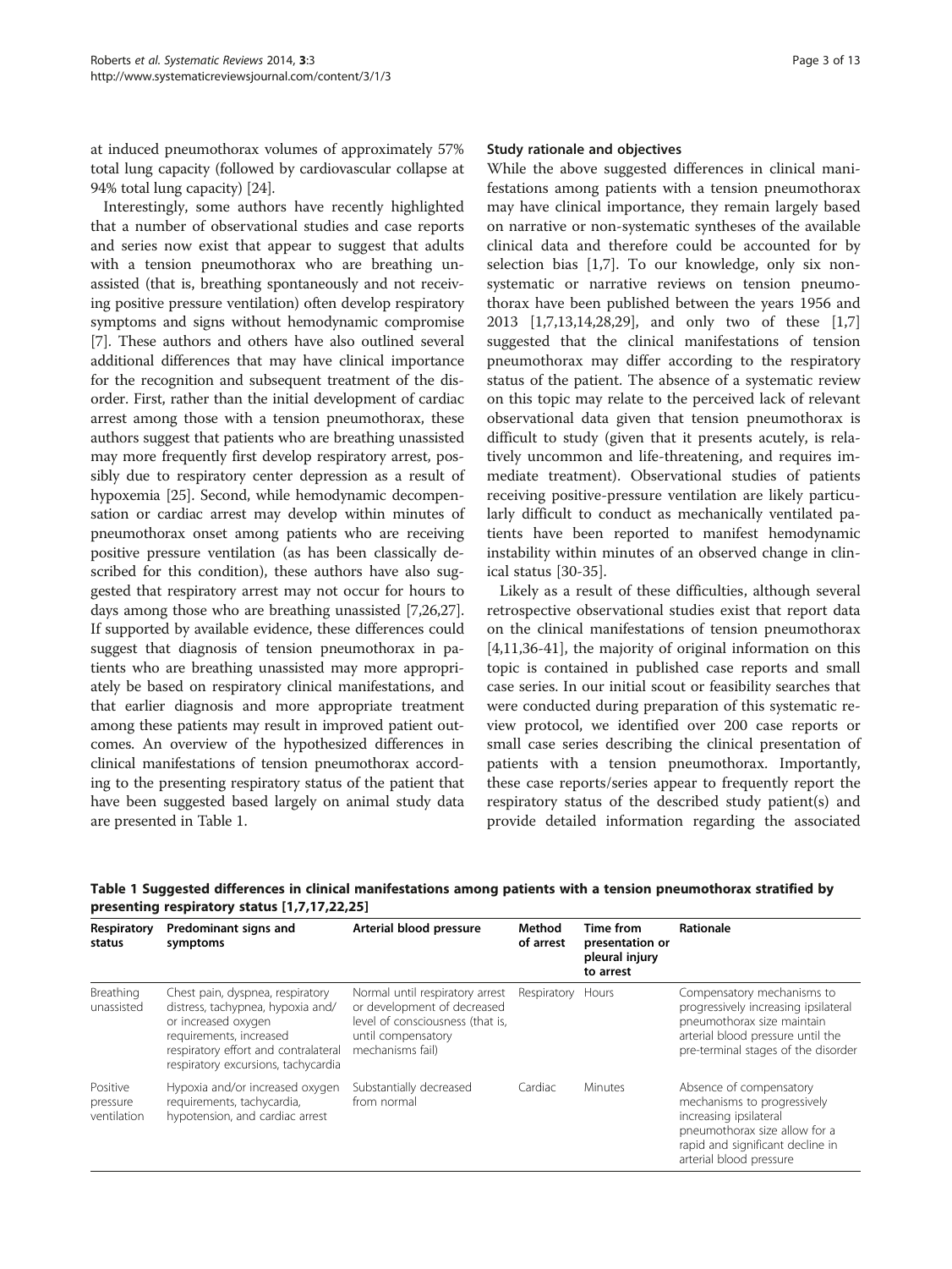at induced pneumothorax volumes of approximately 57% total lung capacity (followed by cardiovascular collapse at 94% total lung capacity) [24].

Interestingly, some authors have recently highlighted that a number of observational studies and case reports and series now exist that appear to suggest that adults with a tension pneumothorax who are breathing unassisted (that is, breathing spontaneously and not receiving positive pressure ventilation) often develop respiratory symptoms and signs without hemodynamic compromise [7]. These authors and others have also outlined several additional differences that may have clinical importance for the recognition and subsequent treatment of the disorder. First, rather than the initial development of cardiac arrest among those with a tension pneumothorax, these authors suggest that patients who are breathing unassisted may more frequently first develop respiratory arrest, possibly due to respiratory center depression as a result of hypoxemia [25]. Second, while hemodynamic decompensation or cardiac arrest may develop within minutes of pneumothorax onset among patients who are receiving positive pressure ventilation (as has been classically described for this condition), these authors have also suggested that respiratory arrest may not occur for hours to days among those who are breathing unassisted [7,26,27]. If supported by available evidence, these differences could suggest that diagnosis of tension pneumothorax in patients who are breathing unassisted may more appropriately be based on respiratory clinical manifestations, and that earlier diagnosis and more appropriate treatment among these patients may result in improved patient outcomes. An overview of the hypothesized differences in clinical manifestations of tension pneumothorax according to the presenting respiratory status of the patient that have been suggested based largely on animal study data are presented in Table 1.

### Study rationale and objectives

While the above suggested differences in clinical manifestations among patients with a tension pneumothorax may have clinical importance, they remain largely based on narrative or non-systematic syntheses of the available clinical data and therefore could be accounted for by selection bias [1,7]. To our knowledge, only six non-systematic or narrative reviews on tension pneumothorax have been published between the years 1956 and 2013 [1,7,13,14,28,29], and only two of these [1,7] suggested that the clinical manifestations of tension pneumothorax may differ according to the respiratory status of the patient. The absence of a systematic review on this topic may relate to the perceived lack of relevant observational data given that tension pneumothorax is difficult to study (given that it presents acutely, is relatively uncommon and life-threatening, and requires immediate treatment). Observational studies of patients receiving positive-pressure ventilation are likely particularly difficult to conduct as mechanically ventilated patients have been reported to manifest hemodynamic instability within minutes of an observed change in clinical status [30-35].

Likely as a result of these difficulties, although several retrospective observational studies exist that report data on the clinical manifestations of tension pneumothorax [4,11,36-41], the majority of original information on this topic is contained in published case reports and small case series. In our initial scout or feasibility searches that were conducted during preparation of this systematic review protocol, we identified over 200 case reports or small case series describing the clinical presentation of patients with a tension pneumothorax. Importantly, these case reports/series appear to frequently report the respiratory status of the described study patient(s) and provide detailed information regarding the associated

**Table 1 Suggested differences in clinical manifestations among patients with a tension pneumothorax stratified by presenting respiratory status [1,7,17,22,25]**

| Respiratory status | Predominant signs and symptoms | Arterial blood pressure | Method of arrest | Time from presentation or pleural injury to arrest | Rationale |
|---|---|---|---|---|---|
| Breathing unassisted | Chest pain, dyspnea, respiratory distress, tachypnea, hypoxia and/or increased oxygen requirements, increased respiratory effort and contralateral respiratory excursions, tachycardia | Normal until respiratory arrest or development of decreased level of consciousness (that is, until compensatory mechanisms fail) | Respiratory | Hours | Compensatory mechanisms to progressively increasing ipsilateral pneumothorax size maintain arterial blood pressure until the pre-terminal stages of the disorder |
| Positive pressure ventilation | Hypoxia and/or increased oxygen requirements, tachycardia, hypotension, and cardiac arrest | Substantially decreased from normal | Cardiac | Minutes | Absence of compensatory mechanisms to progressively increasing ipsilateral pneumothorax size allow for a rapid and significant decline in arterial blood pressure |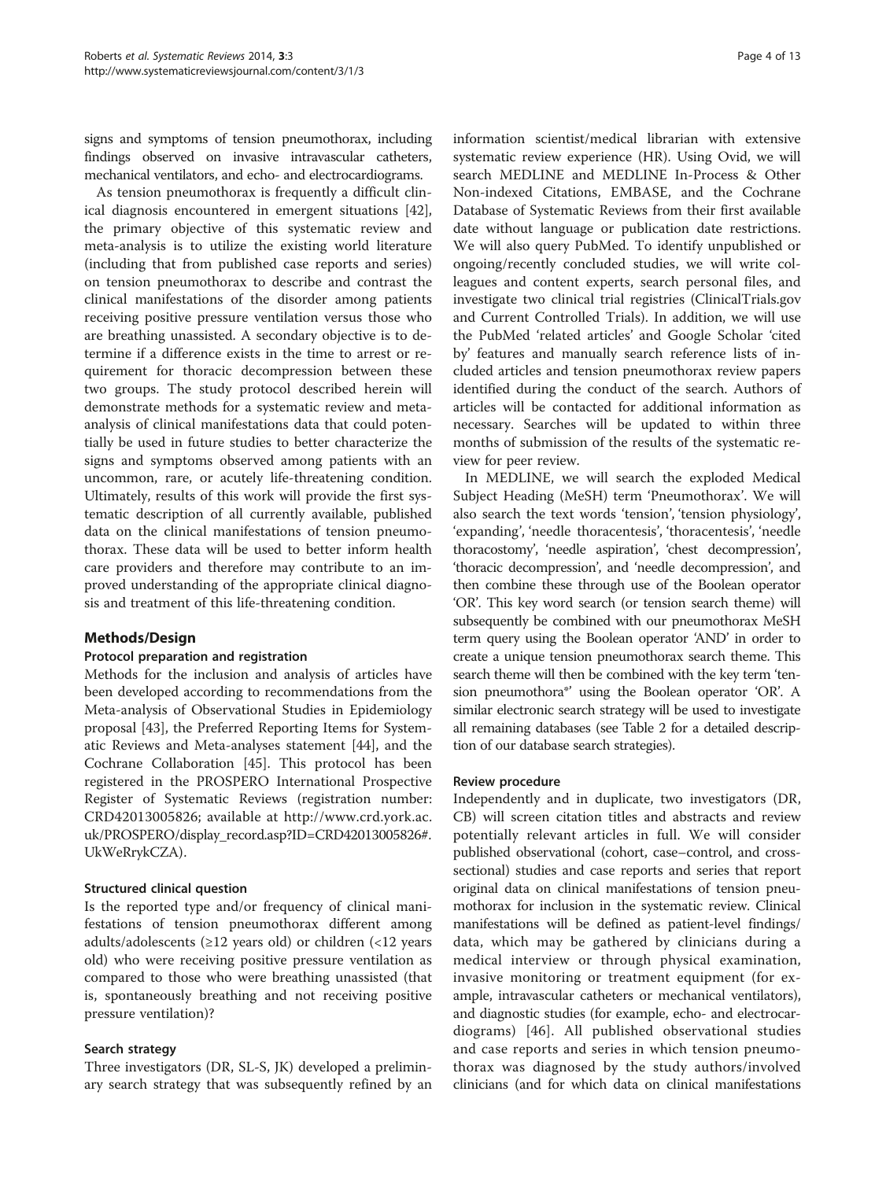signs and symptoms of tension pneumothorax, including findings observed on invasive intravascular catheters, mechanical ventilators, and echo- and electrocardiograms.

As tension pneumothorax is frequently a difficult clinical diagnosis encountered in emergent situations [42], the primary objective of this systematic review and meta-analysis is to utilize the existing world literature (including that from published case reports and series) on tension pneumothorax to describe and contrast the clinical manifestations of the disorder among patients receiving positive pressure ventilation versus those who are breathing unassisted. A secondary objective is to determine if a difference exists in the time to arrest or requirement for thoracic decompression between these two groups. The study protocol described herein will demonstrate methods for a systematic review and meta-analysis of clinical manifestations data that could potentially be used in future studies to better characterize the signs and symptoms observed among patients with an uncommon, rare, or acutely life-threatening condition. Ultimately, results of this work will provide the first systematic description of all currently available, published data on the clinical manifestations of tension pneumothorax. These data will be used to better inform health care providers and therefore may contribute to an improved understanding of the appropriate clinical diagnosis and treatment of this life-threatening condition.

## Methods/Design

### Protocol preparation and registration

Methods for the inclusion and analysis of articles have been developed according to recommendations from the Meta-analysis of Observational Studies in Epidemiology proposal [43], the Preferred Reporting Items for Systematic Reviews and Meta-analyses statement [44], and the Cochrane Collaboration [45]. This protocol has been registered in the PROSPERO International Prospective Register of Systematic Reviews (registration number: CRD42013005826; available at http://www.crd.york.ac.uk/PROSPERO/display_record.asp?ID=CRD42013005826#.UkWeRrykCZA).

### Structured clinical question

Is the reported type and/or frequency of clinical manifestations of tension pneumothorax different among adults/adolescents (≥12 years old) or children (<12 years old) who were receiving positive pressure ventilation as compared to those who were breathing unassisted (that is, spontaneously breathing and not receiving positive pressure ventilation)?

### Search strategy

Three investigators (DR, SL-S, JK) developed a preliminary search strategy that was subsequently refined by an information scientist/medical librarian with extensive systematic review experience (HR). Using Ovid, we will search MEDLINE and MEDLINE In-Process & Other Non-indexed Citations, EMBASE, and the Cochrane Database of Systematic Reviews from their first available date without language or publication date restrictions. We will also query PubMed. To identify unpublished or ongoing/recently concluded studies, we will write colleagues and content experts, search personal files, and investigate two clinical trial registries (ClinicalTrials.gov and Current Controlled Trials). In addition, we will use the PubMed 'related articles' and Google Scholar 'cited by' features and manually search reference lists of included articles and tension pneumothorax review papers identified during the conduct of the search. Authors of articles will be contacted for additional information as necessary. Searches will be updated to within three months of submission of the results of the systematic review for peer review.

In MEDLINE, we will search the exploded Medical Subject Heading (MeSH) term 'Pneumothorax'. We will also search the text words 'tension', 'tension physiology', 'expanding', 'needle thoracentesis', 'thoracentesis', 'needle thoracostomy', 'needle aspiration', 'chest decompression', 'thoracic decompression', and 'needle decompression', and then combine these through use of the Boolean operator 'OR'. This key word search (or tension search theme) will subsequently be combined with our pneumothorax MeSH term query using the Boolean operator 'AND' in order to create a unique tension pneumothorax search theme. This search theme will then be combined with the key term 'tension pneumothora*' using the Boolean operator 'OR'. A similar electronic search strategy will be used to investigate all remaining databases (see Table 2 for a detailed description of our database search strategies).

### Review procedure

Independently and in duplicate, two investigators (DR, CB) will screen citation titles and abstracts and review potentially relevant articles in full. We will consider published observational (cohort, case–control, and cross-sectional) studies and case reports and series that report original data on clinical manifestations of tension pneumothorax for inclusion in the systematic review. Clinical manifestations will be defined as patient-level findings/data, which may be gathered by clinicians during a medical interview or through physical examination, invasive monitoring or treatment equipment (for example, intravascular catheters or mechanical ventilators), and diagnostic studies (for example, echo- and electrocardiograms) [46]. All published observational studies and case reports and series in which tension pneumothorax was diagnosed by the study authors/involved clinicians (and for which data on clinical manifestations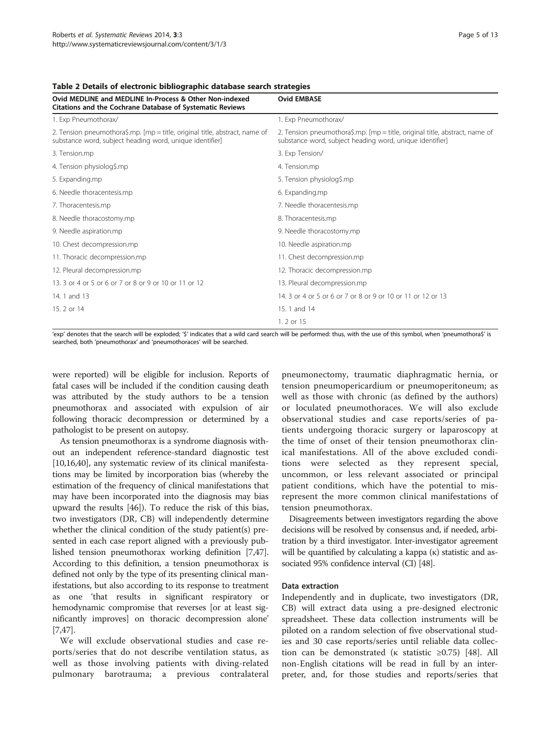**Table 2 Details of electronic bibliographic database search strategies**

| Ovid MEDLINE and MEDLINE In-Process & Other Non-indexed Citations and the Cochrane Database of Systematic Reviews | Ovid EMBASE |
|---|---|
| 1. Exp Pneumothorax/ | 1. Exp Pneumothorax/ |
| 2. Tension pneumothora$.mp. [mp = title, original title, abstract, name of substance word, subject heading word, unique identifier] | 2. Tension pneumothora$.mp. [mp = title, original title, abstract, name of substance word, subject heading word, unique identifier] |
| 3. Tension.mp | 3. Exp Tension/ |
| 4. Tension physiolog$.mp | 4. Tension.mp |
| 5. Expanding.mp | 5. Tension physiolog$.mp |
| 6. Needle thoracentesis.mp | 6. Expanding.mp |
| 7. Thoracentesis.mp | 7. Needle thoracentesis.mp |
| 8. Needle thoracostomy.mp | 8. Thoracentesis.mp |
| 9. Needle aspiration.mp | 9. Needle thoracostomy.mp |
| 10. Chest decompression.mp | 10. Needle aspiration.mp |
| 11. Thoracic decompression.mp | 11. Chest decompression.mp |
| 12. Pleural decompression.mp | 12. Thoracic decompression.mp |
| 13. 3 or 4 or 5 or 6 or 7 or 8 or 9 or 10 or 11 or 12 | 13. Pleural decompression.mp |
| 14. 1 and 13 | 14. 3 or 4 or 5 or 6 or 7 or 8 or 9 or 10 or 11 or 12 or 13 |
| 15. 2 or 14 | 15. 1 and 14 |
| | 1. 2 or 15 |

'exp' denotes that the search will be exploded; '$' indicates that a wild card search will be performed: thus, with the use of this symbol, when 'pneumothora$' is searched, both 'pneumothorax' and 'pneumothoraces' will be searched.

were reported) will be eligible for inclusion. Reports of fatal cases will be included if the condition causing death was attributed by the study authors to be a tension pneumothorax and associated with expulsion of air following thoracic decompression or determined by a pathologist to be present on autopsy.

As tension pneumothorax is a syndrome diagnosis without an independent reference-standard diagnostic test [10,16,40], any systematic review of its clinical manifestations may be limited by incorporation bias (whereby the estimation of the frequency of clinical manifestations that may have been incorporated into the diagnosis may bias upward the results [46]). To reduce the risk of this bias, two investigators (DR, CB) will independently determine whether the clinical condition of the study patient(s) presented in each case report aligned with a previously published tension pneumothorax working definition [7,47]. According to this definition, a tension pneumothorax is defined not only by the type of its presenting clinical manifestations, but also according to its response to treatment as one 'that results in significant respiratory or hemodynamic compromise that reverses [or at least significantly improves] on thoracic decompression alone' [7,47].

We will exclude observational studies and case reports/series that do not describe ventilation status, as well as those involving patients with diving-related pulmonary barotrauma; a previous contralateral pneumonectomy, traumatic diaphragmatic hernia, or tension pneumopericardium or pneumoperitoneum; as well as those with chronic (as defined by the authors) or loculated pneumothoraces. We will also exclude observational studies and case reports/series of patients undergoing thoracic surgery or laparoscopy at the time of onset of their tension pneumothorax clinical manifestations. All of the above excluded conditions were selected as they represent special, uncommon, or less relevant associated or principal patient conditions, which have the potential to misrepresent the more common clinical manifestations of tension pneumothorax.

Disagreements between investigators regarding the above decisions will be resolved by consensus and, if needed, arbitration by a third investigator. Inter-investigator agreement will be quantified by calculating a kappa ($\kappa$) statistic and associated 95% confidence interval (CI) [48].

#### Data extraction

Independently and in duplicate, two investigators (DR, CB) will extract data using a pre-designed electronic spreadsheet. These data collection instruments will be piloted on a random selection of five observational studies and 30 case reports/series until reliable data collection can be demonstrated ($\kappa$ statistic $\geq 0.75$) [48]. All non-English citations will be read in full by an interpreter, and, for those studies and reports/series that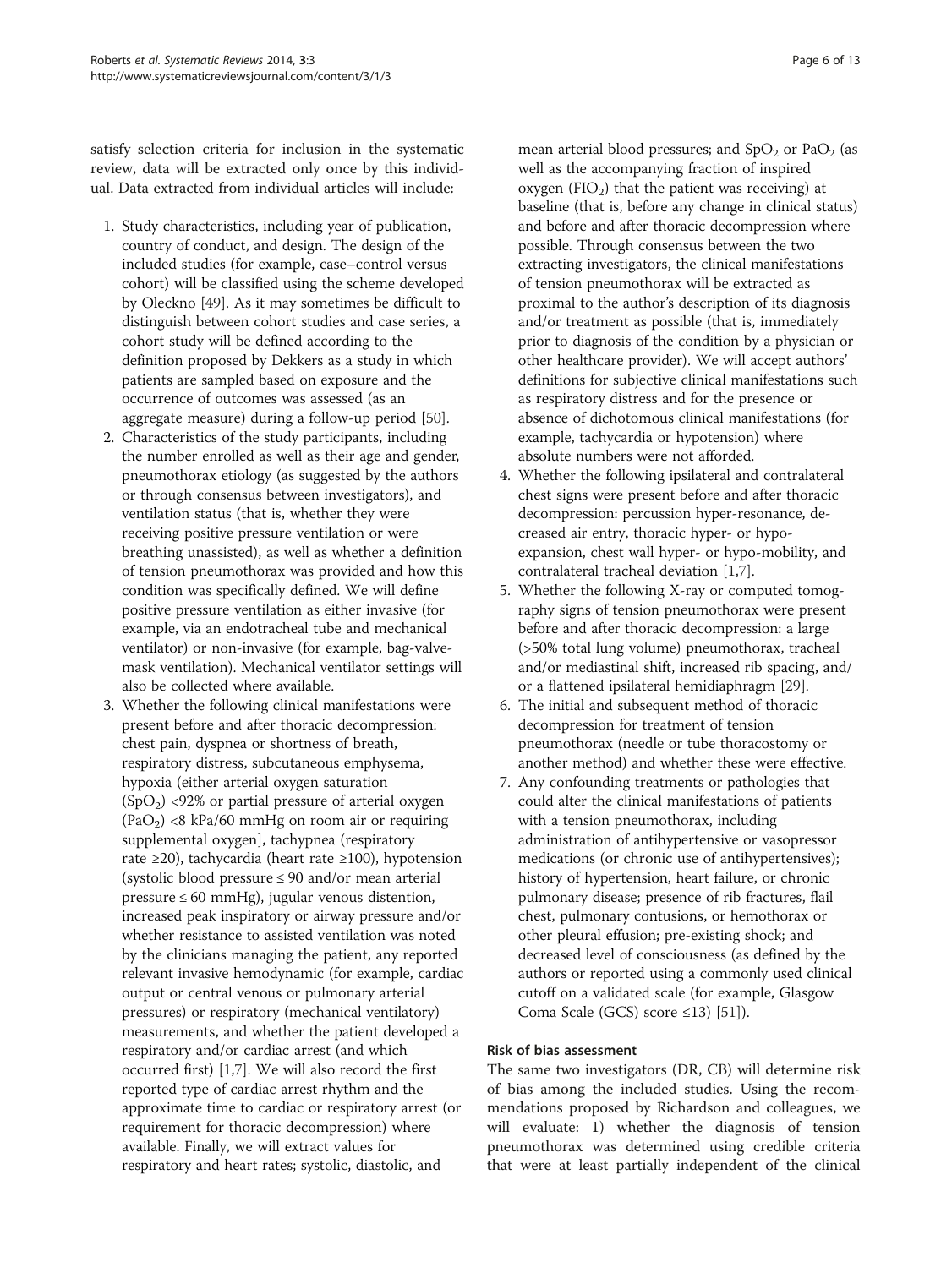satisfy selection criteria for inclusion in the systematic review, data will be extracted only once by this individual. Data extracted from individual articles will include:

1. Study characteristics, including year of publication, country of conduct, and design. The design of the included studies (for example, case–control versus cohort) will be classified using the scheme developed by Oleckno [49]. As it may sometimes be difficult to distinguish between cohort studies and case series, a cohort study will be defined according to the definition proposed by Dekkers as a study in which patients are sampled based on exposure and the occurrence of outcomes was assessed (as an aggregate measure) during a follow-up period [50].
2. Characteristics of the study participants, including the number enrolled as well as their age and gender, pneumothorax etiology (as suggested by the authors or through consensus between investigators), and ventilation status (that is, whether they were receiving positive pressure ventilation or were breathing unassisted), as well as whether a definition of tension pneumothorax was provided and how this condition was specifically defined. We will define positive pressure ventilation as either invasive (for example, via an endotracheal tube and mechanical ventilator) or non-invasive (for example, bag-valve-mask ventilation). Mechanical ventilator settings will also be collected where available.
3. Whether the following clinical manifestations were present before and after thoracic decompression: chest pain, dyspnea or shortness of breath, respiratory distress, subcutaneous emphysema, hypoxia (either arterial oxygen saturation ($SpO_2$) <92% or partial pressure of arterial oxygen ($PaO_2$) <8 kPa/60 mmHg on room air or requiring supplemental oxygen], tachypnea (respiratory rate ≥20), tachycardia (heart rate ≥100), hypotension (systolic blood pressure ≤ 90 and/or mean arterial pressure ≤ 60 mmHg), jugular venous distention, increased peak inspiratory or airway pressure and/or whether resistance to assisted ventilation was noted by the clinicians managing the patient, any reported relevant invasive hemodynamic (for example, cardiac output or central venous or pulmonary arterial pressures) or respiratory (mechanical ventilatory) measurements, and whether the patient developed a respiratory and/or cardiac arrest (and which occurred first) [1,7]. We will also record the first reported type of cardiac arrest rhythm and the approximate time to cardiac or respiratory arrest (or requirement for thoracic decompression) where available. Finally, we will extract values for respiratory and heart rates; systolic, diastolic, and mean arterial blood pressures; and $SpO_2$ or $PaO_2$ (as well as the accompanying fraction of inspired oxygen ($FIO_2$) that the patient was receiving) at baseline (that is, before any change in clinical status) and before and after thoracic decompression where possible. Through consensus between the two extracting investigators, the clinical manifestations of tension pneumothorax will be extracted as proximal to the author's description of its diagnosis and/or treatment as possible (that is, immediately prior to diagnosis of the condition by a physician or other healthcare provider). We will accept authors' definitions for subjective clinical manifestations such as respiratory distress and for the presence or absence of dichotomous clinical manifestations (for example, tachycardia or hypotension) where absolute numbers were not afforded.
4. Whether the following ipsilateral and contralateral chest signs were present before and after thoracic decompression: percussion hyper-resonance, decreased air entry, thoracic hyper- or hypo-expansion, chest wall hyper- or hypo-mobility, and contralateral tracheal deviation [1,7].
5. Whether the following X-ray or computed tomography signs of tension pneumothorax were present before and after thoracic decompression: a large (>50% total lung volume) pneumothorax, tracheal and/or mediastinal shift, increased rib spacing, and/or a flattened ipsilateral hemidiaphragm [29].
6. The initial and subsequent method of thoracic decompression for treatment of tension pneumothorax (needle or tube thoracostomy or another method) and whether these were effective.
7. Any confounding treatments or pathologies that could alter the clinical manifestations of patients with a tension pneumothorax, including administration of antihypertensive or vasopressor medications (or chronic use of antihypertensives); history of hypertension, heart failure, or chronic pulmonary disease; presence of rib fractures, flail chest, pulmonary contusions, or hemothorax or other pleural effusion; pre-existing shock; and decreased level of consciousness (as defined by the authors or reported using a commonly used clinical cutoff on a validated scale (for example, Glasgow Coma Scale (GCS) score ≤13) [51]).

### Risk of bias assessment

The same two investigators (DR, CB) will determine risk of bias among the included studies. Using the recommendations proposed by Richardson and colleagues, we will evaluate: 1) whether the diagnosis of tension pneumothorax was determined using credible criteria that were at least partially independent of the clinical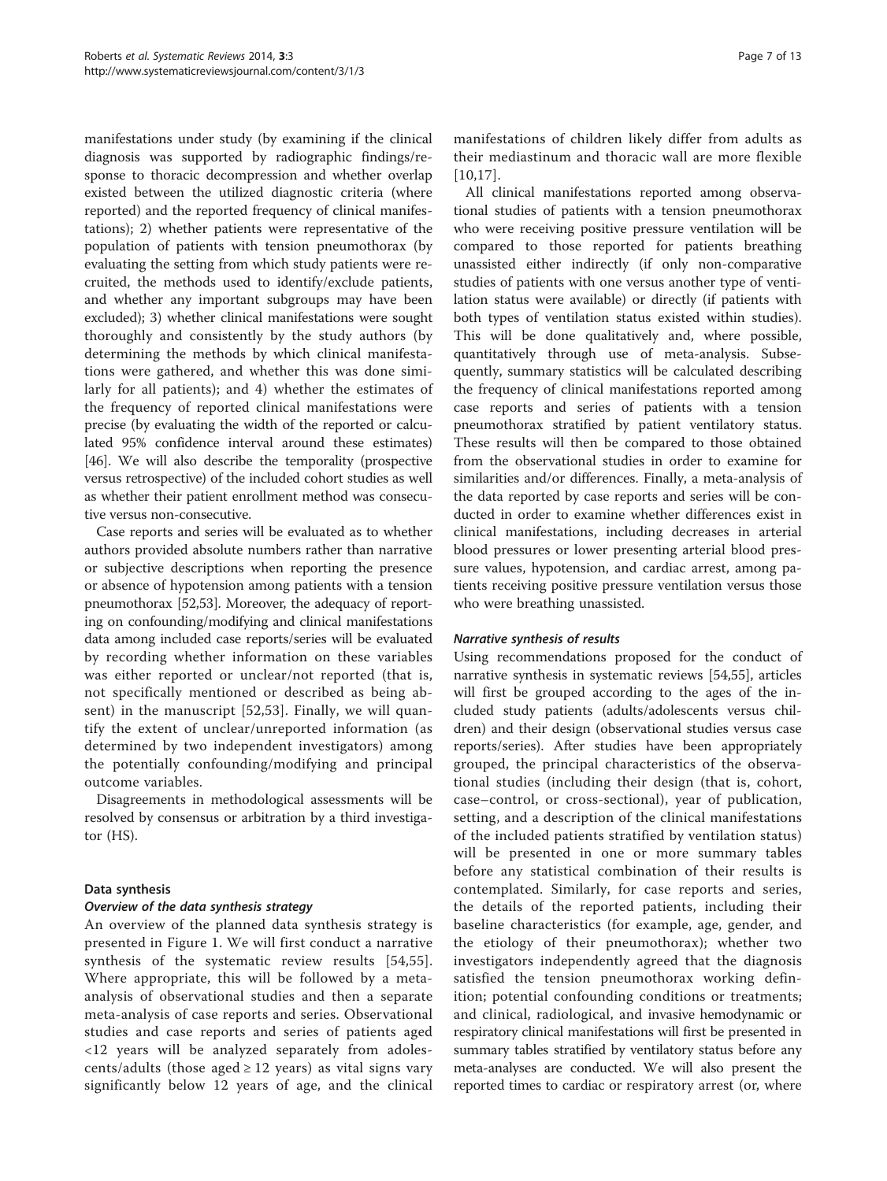manifestations under study (by examining if the clinical diagnosis was supported by radiographic findings/response to thoracic decompression and whether overlap existed between the utilized diagnostic criteria (where reported) and the reported frequency of clinical manifestations); 2) whether patients were representative of the population of patients with tension pneumothorax (by evaluating the setting from which study patients were recruited, the methods used to identify/exclude patients, and whether any important subgroups may have been excluded); 3) whether clinical manifestations were sought thoroughly and consistently by the study authors (by determining the methods by which clinical manifestations were gathered, and whether this was done similarly for all patients); and 4) whether the estimates of the frequency of reported clinical manifestations were precise (by evaluating the width of the reported or calculated 95% confidence interval around these estimates) [46]. We will also describe the temporality (prospective versus retrospective) of the included cohort studies as well as whether their patient enrollment method was consecutive versus non-consecutive.

Case reports and series will be evaluated as to whether authors provided absolute numbers rather than narrative or subjective descriptions when reporting the presence or absence of hypotension among patients with a tension pneumothorax [52,53]. Moreover, the adequacy of reporting on confounding/modifying and clinical manifestations data among included case reports/series will be evaluated by recording whether information on these variables was either reported or unclear/not reported (that is, not specifically mentioned or described as being absent) in the manuscript [52,53]. Finally, we will quantify the extent of unclear/unreported information (as determined by two independent investigators) among the potentially confounding/modifying and principal outcome variables.

Disagreements in methodological assessments will be resolved by consensus or arbitration by a third investigator (HS).

### Data synthesis

#### *Overview of the data synthesis strategy*

An overview of the planned data synthesis strategy is presented in Figure 1. We will first conduct a narrative synthesis of the systematic review results [54,55]. Where appropriate, this will be followed by a meta-analysis of observational studies and then a separate meta-analysis of case reports and series. Observational studies and case reports and series of patients aged <12 years will be analyzed separately from adolescents/adults (those aged ≥ 12 years) as vital signs vary significantly below 12 years of age, and the clinical manifestations of children likely differ from adults as their mediastinum and thoracic wall are more flexible [10,17].

All clinical manifestations reported among observational studies of patients with a tension pneumothorax who were receiving positive pressure ventilation will be compared to those reported for patients breathing unassisted either indirectly (if only non-comparative studies of patients with one versus another type of ventilation status were available) or directly (if patients with both types of ventilation status existed within studies). This will be done qualitatively and, where possible, quantitatively through use of meta-analysis. Subsequently, summary statistics will be calculated describing the frequency of clinical manifestations reported among case reports and series of patients with a tension pneumothorax stratified by patient ventilatory status. These results will then be compared to those obtained from the observational studies in order to examine for similarities and/or differences. Finally, a meta-analysis of the data reported by case reports and series will be conducted in order to examine whether differences exist in clinical manifestations, including decreases in arterial blood pressures or lower presenting arterial blood pressure values, hypotension, and cardiac arrest, among patients receiving positive pressure ventilation versus those who were breathing unassisted.

#### *Narrative synthesis of results*

Using recommendations proposed for the conduct of narrative synthesis in systematic reviews [54,55], articles will first be grouped according to the ages of the included study patients (adults/adolescents versus children) and their design (observational studies versus case reports/series). After studies have been appropriately grouped, the principal characteristics of the observational studies (including their design (that is, cohort, case–control, or cross-sectional), year of publication, setting, and a description of the clinical manifestations of the included patients stratified by ventilation status) will be presented in one or more summary tables before any statistical combination of their results is contemplated. Similarly, for case reports and series, the details of the reported patients, including their baseline characteristics (for example, age, gender, and the etiology of their pneumothorax); whether two investigators independently agreed that the diagnosis satisfied the tension pneumothorax working definition; potential confounding conditions or treatments; and clinical, radiological, and invasive hemodynamic or respiratory clinical manifestations will first be presented in summary tables stratified by ventilatory status before any meta-analyses are conducted. We will also present the reported times to cardiac or respiratory arrest (or, where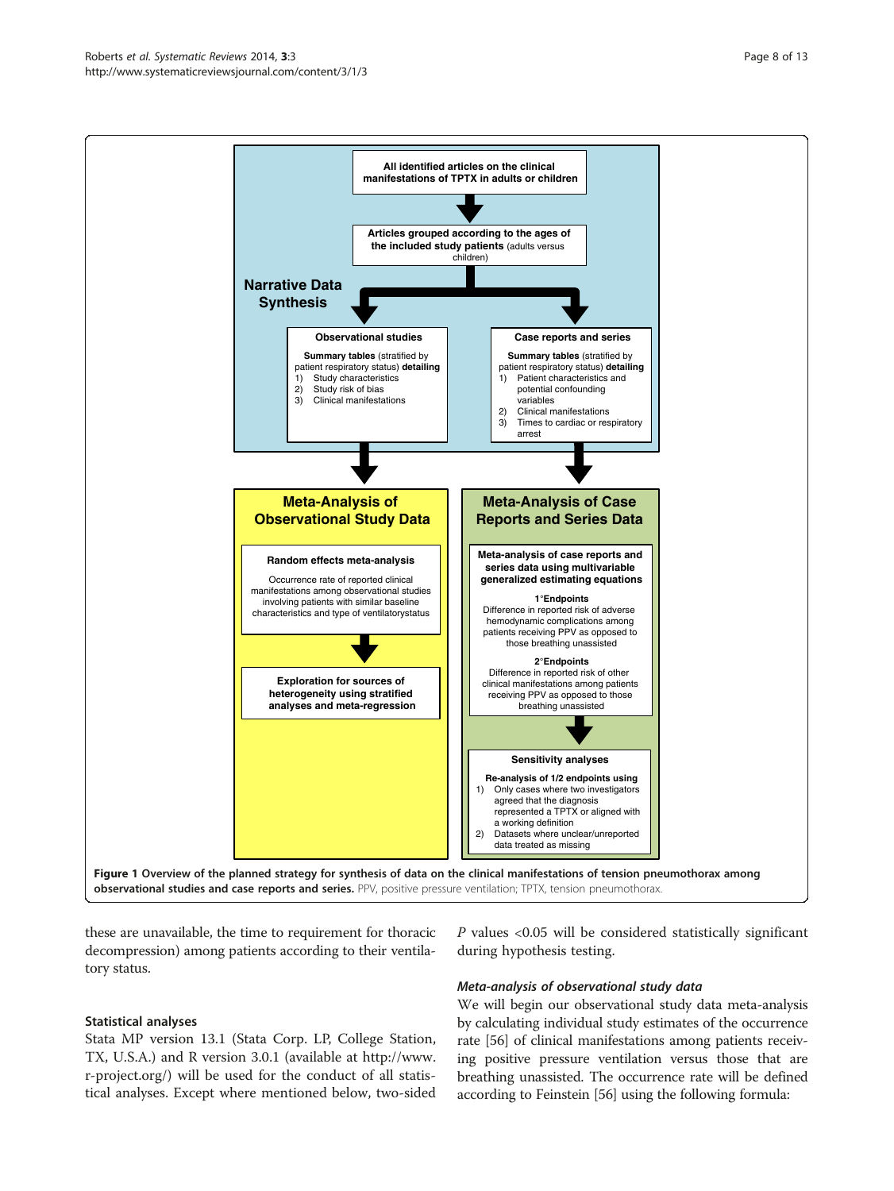**Narrative Data Synthesis**

**All identified articles on the clinical manifestations of TPTX in adults or children**

**Articles grouped according to the ages of the included study patients** (adults versus children)

**Observational studies**

**Summary tables** (stratified by patient respiratory status) **detailing**
1) Study characteristics
2) Study risk of bias
3) Clinical manifestations

**Case reports and series**

**Summary tables** (stratified by patient respiratory status) **detailing**
1) Patient characteristics and potential confounding variables
2) Clinical manifestations
3) Times to cardiac or respiratory arrest

**Meta-Analysis of Observational Study Data**

**Random effects meta-analysis**

Occurrence rate of reported clinical manifestations among observational studies involving patients with similar baseline characteristics and type of ventilatorystatus

**Exploration for sources of heterogeneity using stratified analyses and meta-regression**

**Meta-Analysis of Case Reports and Series Data**

**Meta-analysis of case reports and series data using multivariable generalized estimating equations**

**1°Endpoints**
Difference in reported risk of adverse hemodynamic complications among patients receiving PPV as opposed to those breathing unassisted

**2°Endpoints**
Difference in reported risk of other clinical manifestations among patients receiving PPV as opposed to those breathing unassisted

**Sensitivity analyses**

**Re-analysis of 1/2 endpoints using**
1) Only cases where two investigators agreed that the diagnosis represented a TPTX or aligned with a working definition
2) Datasets where unclear/unreported data treated as missing

**Figure 1 Overview of the planned strategy for synthesis of data on the clinical manifestations of tension pneumothorax among observational studies and case reports and series.** PPV, positive pressure ventilation; TPTX, tension pneumothorax.

these are unavailable, the time to requirement for thoracic decompression) among patients according to their ventilatory status.

### Statistical analyses

Stata MP version 13.1 (Stata Corp. LP, College Station, TX, U.S.A.) and R version 3.0.1 (available at http://www.r-project.org/) will be used for the conduct of all statistical analyses. Except where mentioned below, two-sided *P* values <0.05 will be considered statistically significant during hypothesis testing.

#### *Meta-analysis of observational study data*

We will begin our observational study data meta-analysis by calculating individual study estimates of the occurrence rate [56] of clinical manifestations among patients receiving positive pressure ventilation versus those that are breathing unassisted. The occurrence rate will be defined according to Feinstein [56] using the following formula: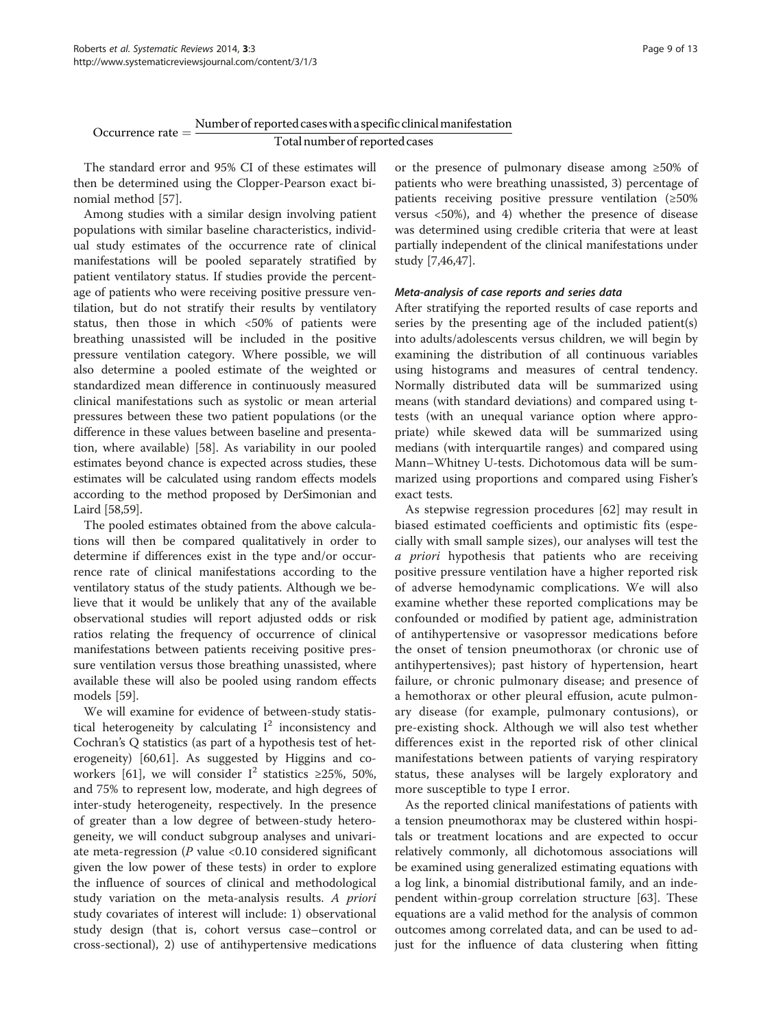$$\text{Occurrence rate} = \frac{\text{Number of reported cases with a specific clinical manifestation}}{\text{Total number of reported cases}}$$

The standard error and 95% CI of these estimates will then be determined using the Clopper-Pearson exact binomial method [57].

Among studies with a similar design involving patient populations with similar baseline characteristics, individual study estimates of the occurrence rate of clinical manifestations will be pooled separately stratified by patient ventilatory status. If studies provide the percentage of patients who were receiving positive pressure ventilation, but do not stratify their results by ventilatory status, then those in which <50% of patients were breathing unassisted will be included in the positive pressure ventilation category. Where possible, we will also determine a pooled estimate of the weighted or standardized mean difference in continuously measured clinical manifestations such as systolic or mean arterial pressures between these two patient populations (or the difference in these values between baseline and presentation, where available) [58]. As variability in our pooled estimates beyond chance is expected across studies, these estimates will be calculated using random effects models according to the method proposed by DerSimonian and Laird [58,59].

The pooled estimates obtained from the above calculations will then be compared qualitatively in order to determine if differences exist in the type and/or occurrence rate of clinical manifestations according to the ventilatory status of the study patients. Although we believe that it would be unlikely that any of the available observational studies will report adjusted odds or risk ratios relating the frequency of occurrence of clinical manifestations between patients receiving positive pressure ventilation versus those breathing unassisted, where available these will also be pooled using random effects models [59].

We will examine for evidence of between-study statistical heterogeneity by calculating $I^2$ inconsistency and Cochran's Q statistics (as part of a hypothesis test of heterogeneity) [60,61]. As suggested by Higgins and coworkers [61], we will consider $I^2$ statistics ≥25%, 50%, and 75% to represent low, moderate, and high degrees of inter-study heterogeneity, respectively. In the presence of greater than a low degree of between-study heterogeneity, we will conduct subgroup analyses and univariate meta-regression ($P$ value <0.10 considered significant given the low power of these tests) in order to explore the influence of sources of clinical and methodological study variation on the meta-analysis results. *A priori* study covariates of interest will include: 1) observational study design (that is, cohort versus case–control or cross-sectional), 2) use of antihypertensive medications or the presence of pulmonary disease among ≥50% of patients who were breathing unassisted, 3) percentage of patients receiving positive pressure ventilation (≥50% versus <50%), and 4) whether the presence of disease was determined using credible criteria that were at least partially independent of the clinical manifestations under study [7,46,47].

#### *Meta-analysis of case reports and series data*

After stratifying the reported results of case reports and series by the presenting age of the included patient(s) into adults/adolescents versus children, we will begin by examining the distribution of all continuous variables using histograms and measures of central tendency. Normally distributed data will be summarized using means (with standard deviations) and compared using t-tests (with an unequal variance option where appropriate) while skewed data will be summarized using medians (with interquartile ranges) and compared using Mann–Whitney U-tests. Dichotomous data will be summarized using proportions and compared using Fisher's exact tests.

As stepwise regression procedures [62] may result in biased estimated coefficients and optimistic fits (especially with small sample sizes), our analyses will test the *a priori* hypothesis that patients who are receiving positive pressure ventilation have a higher reported risk of adverse hemodynamic complications. We will also examine whether these reported complications may be confounded or modified by patient age, administration of antihypertensive or vasopressor medications before the onset of tension pneumothorax (or chronic use of antihypertensives); past history of hypertension, heart failure, or chronic pulmonary disease; and presence of a hemothorax or other pleural effusion, acute pulmonary disease (for example, pulmonary contusions), or pre-existing shock. Although we will also test whether differences exist in the reported risk of other clinical manifestations between patients of varying respiratory status, these analyses will be largely exploratory and more susceptible to type I error.

As the reported clinical manifestations of patients with a tension pneumothorax may be clustered within hospitals or treatment locations and are expected to occur relatively commonly, all dichotomous associations will be examined using generalized estimating equations with a log link, a binomial distributional family, and an independent within-group correlation structure [63]. These equations are a valid method for the analysis of common outcomes among correlated data, and can be used to adjust for the influence of data clustering when fitting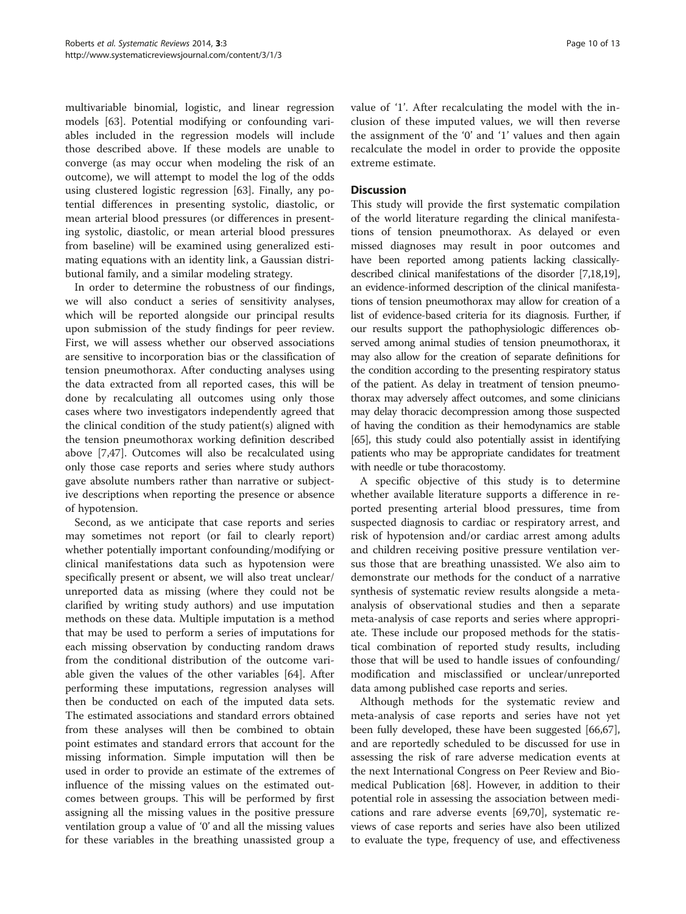multivariable binomial, logistic, and linear regression models [63]. Potential modifying or confounding variables included in the regression models will include those described above. If these models are unable to converge (as may occur when modeling the risk of an outcome), we will attempt to model the log of the odds using clustered logistic regression [63]. Finally, any potential differences in presenting systolic, diastolic, or mean arterial blood pressures (or differences in presenting systolic, diastolic, or mean arterial blood pressures from baseline) will be examined using generalized estimating equations with an identity link, a Gaussian distributional family, and a similar modeling strategy.

In order to determine the robustness of our findings, we will also conduct a series of sensitivity analyses, which will be reported alongside our principal results upon submission of the study findings for peer review. First, we will assess whether our observed associations are sensitive to incorporation bias or the classification of tension pneumothorax. After conducting analyses using the data extracted from all reported cases, this will be done by recalculating all outcomes using only those cases where two investigators independently agreed that the clinical condition of the study patient(s) aligned with the tension pneumothorax working definition described above [7,47]. Outcomes will also be recalculated using only those case reports and series where study authors gave absolute numbers rather than narrative or subjective descriptions when reporting the presence or absence of hypotension.

Second, as we anticipate that case reports and series may sometimes not report (or fail to clearly report) whether potentially important confounding/modifying or clinical manifestations data such as hypotension were specifically present or absent, we will also treat unclear/unreported data as missing (where they could not be clarified by writing study authors) and use imputation methods on these data. Multiple imputation is a method that may be used to perform a series of imputations for each missing observation by conducting random draws from the conditional distribution of the outcome variable given the values of the other variables [64]. After performing these imputations, regression analyses will then be conducted on each of the imputed data sets. The estimated associations and standard errors obtained from these analyses will then be combined to obtain point estimates and standard errors that account for the missing information. Simple imputation will then be used in order to provide an estimate of the extremes of influence of the missing values on the estimated outcomes between groups. This will be performed by first assigning all the missing values in the positive pressure ventilation group a value of '0' and all the missing values for these variables in the breathing unassisted group a value of '1'. After recalculating the model with the inclusion of these imputed values, we will then reverse the assignment of the '0' and '1' values and then again recalculate the model in order to provide the opposite extreme estimate.

## Discussion

This study will provide the first systematic compilation of the world literature regarding the clinical manifestations of tension pneumothorax. As delayed or even missed diagnoses may result in poor outcomes and have been reported among patients lacking classically-described clinical manifestations of the disorder [7,18,19], an evidence-informed description of the clinical manifestations of tension pneumothorax may allow for creation of a list of evidence-based criteria for its diagnosis. Further, if our results support the pathophysiologic differences observed among animal studies of tension pneumothorax, it may also allow for the creation of separate definitions for the condition according to the presenting respiratory status of the patient. As delay in treatment of tension pneumothorax may adversely affect outcomes, and some clinicians may delay thoracic decompression among those suspected of having the condition as their hemodynamics are stable [65], this study could also potentially assist in identifying patients who may be appropriate candidates for treatment with needle or tube thoracostomy.

A specific objective of this study is to determine whether available literature supports a difference in reported presenting arterial blood pressures, time from suspected diagnosis to cardiac or respiratory arrest, and risk of hypotension and/or cardiac arrest among adults and children receiving positive pressure ventilation versus those that are breathing unassisted. We also aim to demonstrate our methods for the conduct of a narrative synthesis of systematic review results alongside a meta-analysis of observational studies and then a separate meta-analysis of case reports and series where appropriate. These include our proposed methods for the statistical combination of reported study results, including those that will be used to handle issues of confounding/modification and misclassified or unclear/unreported data among published case reports and series.

Although methods for the systematic review and meta-analysis of case reports and series have not yet been fully developed, these have been suggested [66,67], and are reportedly scheduled to be discussed for use in assessing the risk of rare adverse medication events at the next International Congress on Peer Review and Biomedical Publication [68]. However, in addition to their potential role in assessing the association between medications and rare adverse events [69,70], systematic reviews of case reports and series have also been utilized to evaluate the type, frequency of use, and effectiveness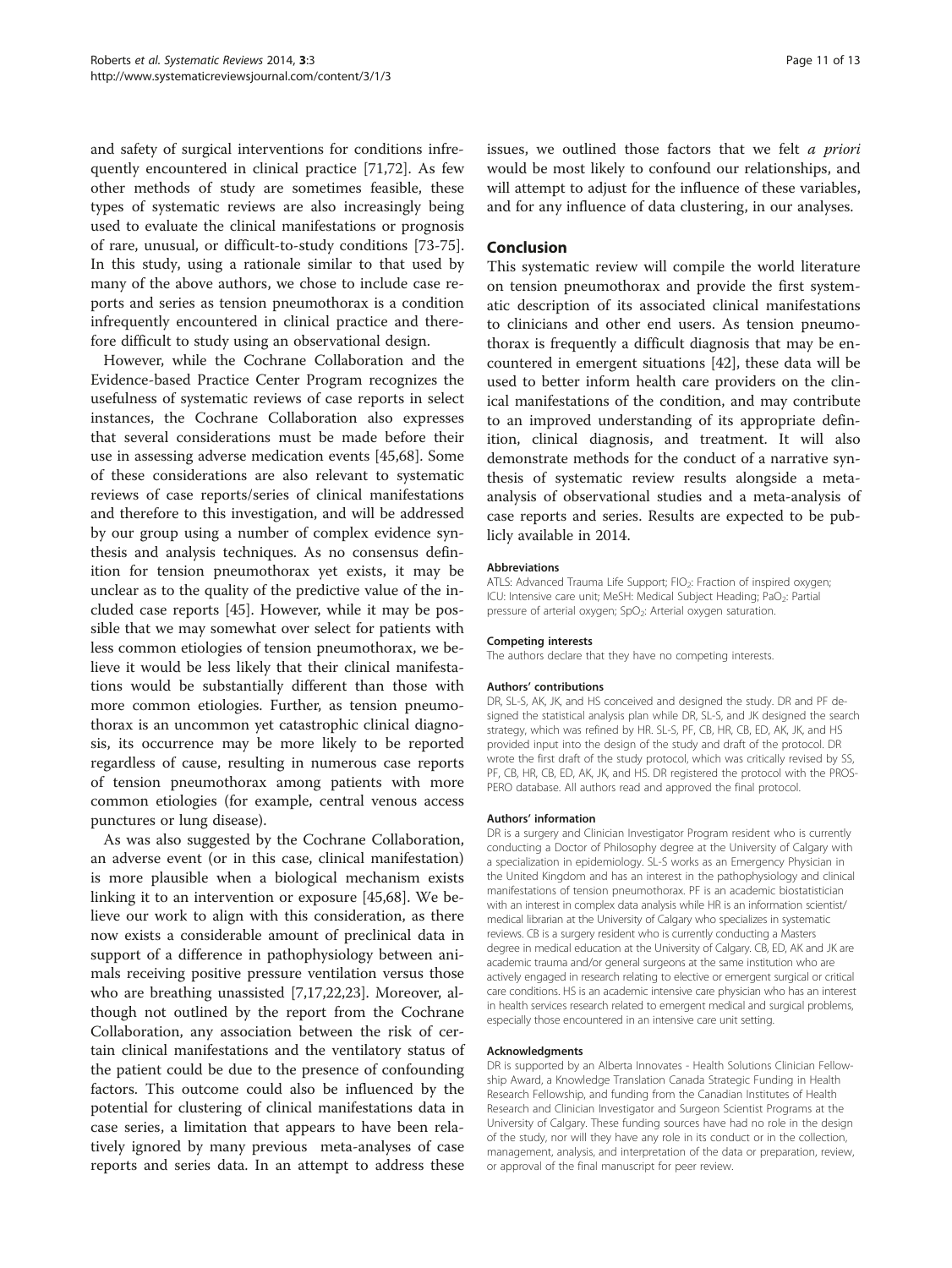and safety of surgical interventions for conditions infrequently encountered in clinical practice [71,72]. As few other methods of study are sometimes feasible, these types of systematic reviews are also increasingly being used to evaluate the clinical manifestations or prognosis of rare, unusual, or difficult-to-study conditions [73-75]. In this study, using a rationale similar to that used by many of the above authors, we chose to include case reports and series as tension pneumothorax is a condition infrequently encountered in clinical practice and therefore difficult to study using an observational design.

However, while the Cochrane Collaboration and the Evidence-based Practice Center Program recognizes the usefulness of systematic reviews of case reports in select instances, the Cochrane Collaboration also expresses that several considerations must be made before their use in assessing adverse medication events [45,68]. Some of these considerations are also relevant to systematic reviews of case reports/series of clinical manifestations and therefore to this investigation, and will be addressed by our group using a number of complex evidence synthesis and analysis techniques. As no consensus definition for tension pneumothorax yet exists, it may be unclear as to the quality of the predictive value of the included case reports [45]. However, while it may be possible that we may somewhat over select for patients with less common etiologies of tension pneumothorax, we believe it would be less likely that their clinical manifestations would be substantially different than those with more common etiologies. Further, as tension pneumothorax is an uncommon yet catastrophic clinical diagnosis, its occurrence may be more likely to be reported regardless of cause, resulting in numerous case reports of tension pneumothorax among patients with more common etiologies (for example, central venous access punctures or lung disease).

As was also suggested by the Cochrane Collaboration, an adverse event (or in this case, clinical manifestation) is more plausible when a biological mechanism exists linking it to an intervention or exposure [45,68]. We believe our work to align with this consideration, as there now exists a considerable amount of preclinical data in support of a difference in pathophysiology between animals receiving positive pressure ventilation versus those who are breathing unassisted [7,17,22,23]. Moreover, although not outlined by the report from the Cochrane Collaboration, any association between the risk of certain clinical manifestations and the ventilatory status of the patient could be due to the presence of confounding factors. This outcome could also be influenced by the potential for clustering of clinical manifestations data in case series, a limitation that appears to have been relatively ignored by many previous meta-analyses of case reports and series data. In an attempt to address these issues, we outlined those factors that we felt *a priori* would be most likely to confound our relationships, and will attempt to adjust for the influence of these variables, and for any influence of data clustering, in our analyses.

## Conclusion

This systematic review will compile the world literature on tension pneumothorax and provide the first systematic description of its associated clinical manifestations to clinicians and other end users. As tension pneumothorax is frequently a difficult diagnosis that may be encountered in emergent situations [42], these data will be used to better inform health care providers on the clinical manifestations of the condition, and may contribute to an improved understanding of its appropriate definition, clinical diagnosis, and treatment. It will also demonstrate methods for the conduct of a narrative synthesis of systematic review results alongside a meta-analysis of observational studies and a meta-analysis of case reports and series. Results are expected to be publicly available in 2014.

#### Abbreviations

ATLS: Advanced Trauma Life Support; $FIO_2$: Fraction of inspired oxygen; ICU: Intensive care unit; MeSH: Medical Subject Heading; $PaO_2$: Partial pressure of arterial oxygen; $SpO_2$: Arterial oxygen saturation.

#### Competing interests

The authors declare that they have no competing interests.

#### Authors' contributions

DR, SL-S, AK, JK, and HS conceived and designed the study. DR and PF designed the statistical analysis plan while DR, SL-S, and JK designed the search strategy, which was refined by HR. SL-S, PF, CB, HR, CB, ED, AK, JK, and HS provided input into the design of the study and draft of the protocol. DR wrote the first draft of the study protocol, which was critically revised by SS, PF, CB, HR, CB, ED, AK, JK, and HS. DR registered the protocol with the PROSPERO database. All authors read and approved the final protocol.

#### Authors' information

DR is a surgery and Clinician Investigator Program resident who is currently conducting a Doctor of Philosophy degree at the University of Calgary with a specialization in epidemiology. SL-S works as an Emergency Physician in the United Kingdom and has an interest in the pathophysiology and clinical manifestations of tension pneumothorax. PF is an academic biostatistician with an interest in complex data analysis while HR is an information scientist/medical librarian at the University of Calgary who specializes in systematic reviews. CB is a surgery resident who is currently conducting a Masters degree in medical education at the University of Calgary. CB, ED, AK and JK are academic trauma and/or general surgeons at the same institution who are actively engaged in research relating to elective or emergent surgical or critical care conditions. HS is an academic intensive care physician who has an interest in health services research related to emergent medical and surgical problems, especially those encountered in an intensive care unit setting.

#### Acknowledgments

DR is supported by an Alberta Innovates - Health Solutions Clinician Fellowship Award, a Knowledge Translation Canada Strategic Funding in Health Research Fellowship, and funding from the Canadian Institutes of Health Research and Clinician Investigator and Surgeon Scientist Programs at the University of Calgary. These funding sources have had no role in the design of the study, nor will they have any role in its conduct or in the collection, management, analysis, and interpretation of the data or preparation, review, or approval of the final manuscript for peer review.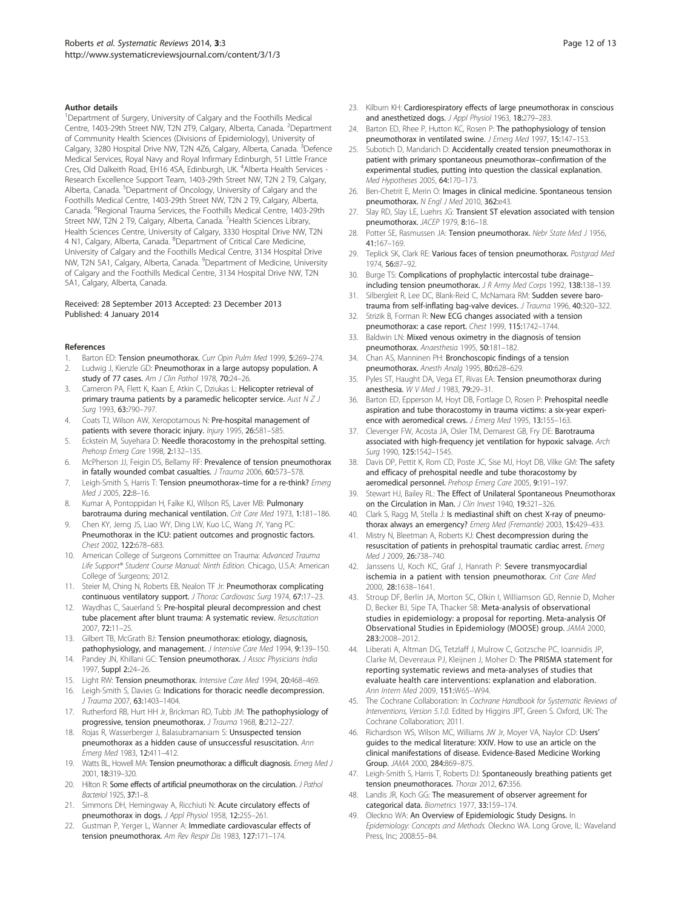#### Author details

[1]Department of Surgery, University of Calgary and the Foothills Medical Centre, 1403-29th Street NW, T2N 2T9, Calgary, Alberta, Canada. [2]Department of Community Health Sciences (Divisions of Epidemiology), University of Calgary, 3280 Hospital Drive NW, T2N 4Z6, Calgary, Alberta, Canada. [3]Defence Medical Services, Royal Navy and Royal Infirmary Edinburgh, 51 Little France Cres, Old Dalkeith Road, EH16 4SA, Edinburgh, UK. [4]Alberta Health Services - Research Excellence Support Team, 1403-29th Street NW, T2N 2 T9, Calgary, Alberta, Canada. [5]Department of Oncology, University of Calgary and the Foothills Medical Centre, 1403-29th Street NW, T2N 2 T9, Calgary, Alberta, Canada. [6]Regional Trauma Services, the Foothills Medical Centre, 1403-29th Street NW, T2N 2 T9, Calgary, Alberta, Canada. [7]Health Sciences Library, Health Sciences Centre, University of Calgary, 3330 Hospital Drive NW, T2N 4 N1, Calgary, Alberta, Canada. [8]Department of Critical Care Medicine, University of Calgary and the Foothills Medical Centre, 3134 Hospital Drive NW, T2N 5A1, Calgary, Alberta, Canada. [9]Department of Medicine, University of Calgary and the Foothills Medical Centre, 3134 Hospital Drive NW, T2N 5A1, Calgary, Alberta, Canada.

Received: 28 September 2013 Accepted: 23 December 2013
Published: 4 January 2014

#### References

1. Barton ED: **Tension pneumothorax.** *Curr Opin Pulm Med* 1999, **5:**269–274.
2. Ludwig J, Kienzle GD: **Pneumothorax in a large autopsy population. A study of 77 cases.** *Am J Clin Pathol* 1978, **70:**24–26.
3. Cameron PA, Flett K, Kaan E, Atkin C, Dziukas L: **Helicopter retrieval of primary trauma patients by a paramedic helicopter service.** *Aust N Z J Surg* 1993, **63:**790–797.
4. Coats TJ, Wilson AW, Xeropotamous N: **Pre-hospital management of patients with severe thoracic injury.** *Injury* 1995, **26:**581–585.
5. Eckstein M, Suyehara D: **Needle thoracostomy in the prehospital setting.** *Prehosp Emerg Care* 1998, **2:**132–135.
6. McPherson JJ, Feigin DS, Bellamy RF: **Prevalence of tension pneumothorax in fatally wounded combat casualties.** *J Trauma* 2006, **60:**573–578.
7. Leigh-Smith S, Harris T: **Tension pneumothorax–time for a re-think?** *Emerg Med J* 2005, **22:**8–16.
8. Kumar A, Pontoppidan H, Falke KJ, Wilson RS, Laver MB: **Pulmonary barotrauma during mechanical ventilation.** *Crit Care Med* 1973, **1:**181–186.
9. Chen KY, Jerng JS, Liao WY, Ding LW, Kuo LC, Wang JY, Yang PC: **Pneumothorax in the ICU: patient outcomes and prognostic factors.** *Chest* 2002, **122:**678–683.
10. American College of Surgeons Committee on Trauma: *Advanced Trauma Life Support® Student Course Manual: Ninth Edition.* Chicago, U.S.A: American College of Surgeons; 2012.
11. Steier M, Ching N, Roberts EB, Nealon TF Jr: **Pneumothorax complicating continuous ventilatory support.** *J Thorac Cardiovasc Surg* 1974, **67:**17–23.
12. Waydhas C, Sauerland S: **Pre-hospital pleural decompression and chest tube placement after blunt trauma: A systematic review.** *Resuscitation* 2007, **72:**11–25.
13. Gilbert TB, McGrath BJ: **Tension pneumothorax: etiology, diagnosis, pathophysiology, and management.** *J Intensive Care Med* 1994, **9:**139–150.
14. Pandey JN, Khillani GC: **Tension pneumothorax.** *J Assoc Physicians India* 1997, **Suppl 2:**24–26.
15. Light RW: **Tension pneumothorax.** *Intensive Care Med* 1994, **20:**468–469.
16. Leigh-Smith S, Davies G: **Indications for thoracic needle decompression.** *J Trauma* 2007, **63:**1403–1404.
17. Rutherford RB, Hurt HH Jr, Brickman RD, Tubb JM: **The pathophysiology of progressive, tension pneumothorax.** *J Trauma* 1968, **8:**212–227.
18. Rojas R, Wasserberger J, Balasubramaniam S: **Unsuspected tension pneumothorax as a hidden cause of unsuccessful resuscitation.** *Ann Emerg Med* 1983, **12:**411–412.
19. Watts BL, Howell MA: **Tension pneumothorax: a difficult diagnosis.** *Emerg Med J* 2001, **18:**319–320.
20. Hilton R: **Some effects of artificial pneumothorax on the circulation.** *J Pathol Bacteriol* 1925, **37:**1–8.
21. Simmons DH, Hemingway A, Ricchiuti N: **Acute circulatory effects of pneumothorax in dogs.** *J Appl Physiol* 1958, **12:**255–261.
22. Gustman P, Yerger L, Wanner A: **Immediate cardiovascular effects of tension pneumothorax.** *Am Rev Respir Dis* 1983, **127:**171–174.
23. Kilburn KH: **Cardiorespiratory effects of large pneumothorax in conscious and anesthetized dogs.** *J Appl Physiol* 1963, **18:**279–283.
24. Barton ED, Rhee P, Hutton KC, Rosen P: **The pathophysiology of tension pneumothorax in ventilated swine.** *J Emerg Med* 1997, **15:**147–153.
25. Subotich D, Mandarich D: **Accidentally created tension pneumothorax in patient with primary spontaneous pneumothorax–confirmation of the experimental studies, putting into question the classical explanation.** *Med Hypotheses* 2005, **64:**170–173.
26. Ben-Chetrit E, Merin O: **Images in clinical medicine. Spontaneous tension pneumothorax.** *N Engl J Med* 2010, **362:**e43.
27. Slay RD, Slay LE, Luehrs JG: **Transient ST elevation associated with tension pneumothorax.** *JACEP* 1979, **8:**16–18.
28. Potter SE, Rasmussen JA: **Tension pneumothorax.** *Nebr State Med J* 1956, **41:**167–169.
29. Teplick SK, Clark RE: **Various faces of tension pneumothorax.** *Postgrad Med* 1974, **56:**87–92.
30. Burge TS: **Complications of prophylactic intercostal tube drainage–including tension pneumothorax.** *J R Army Med Corps* 1992, **138:**138–139.
31. Silbergleit R, Lee DC, Blank-Reid C, McNamara RM: **Sudden severe barotrauma from self-inflating bag-valve devices.** *J Trauma* 1996, **40:**320–322.
32. Strizik B, Forman R: **New ECG changes associated with a tension pneumothorax: a case report.** *Chest* 1999, **115:**1742–1744.
33. Baldwin LN: **Mixed venous oximetry in the diagnosis of tension pneumothorax.** *Anaesthesia* 1995, **50:**181–182.
34. Chan AS, Manninen PH: **Bronchoscopic findings of a tension pneumothorax.** *Anesth Analg* 1995, **80:**628–629.
35. Pyles ST, Haught DA, Vega ET, Rivas EA: **Tension pneumothorax during anesthesia.** *W V Med J* 1983, **79:**29–31.
36. Barton ED, Epperson M, Hoyt DB, Fortlage D, Rosen P: **Prehospital needle aspiration and tube thoracostomy in trauma victims: a six-year experience with aeromedical crews.** *J Emerg Med* 1995, **13:**155–163.
37. Clevenger FW, Acosta JA, Osler TM, Demarest GB, Fry DE: **Barotrauma associated with high-frequency jet ventilation for hypoxic salvage.** *Arch Surg* 1990, **125:**1542–1545.
38. Davis DP, Pettit K, Rom CD, Poste JC, Sise MJ, Hoyt DB, Vilke GM: **The safety and efficacy of prehospital needle and tube thoracostomy by aeromedical personnel.** *Prehosp Emerg Care* 2005, **9:**191–197.
39. Stewart HJ, Bailey RL: **The Effect of Unilateral Spontaneous Pneumothorax on the Circulation in Man.** *J Clin Invest* 1940, **19:**321–326.
40. Clark S, Ragg M, Stella J: **Is mediastinal shift on chest X-ray of pneumothorax always an emergency?** *Emerg Med (Fremantle)* 2003, **15:**429–433.
41. Mistry N, Bleetman A, Roberts KJ: **Chest decompression during the resuscitation of patients in prehospital traumatic cardiac arrest.** *Emerg Med J* 2009, **26:**738–740.
42. Janssens U, Koch KC, Graf J, Hanrath P: **Severe transmyocardial ischemia in a patient with tension pneumothorax.** *Crit Care Med* 2000, **28:**1638–1641.
43. Stroup DF, Berlin JA, Morton SC, Olkin I, Williamson GD, Rennie D, Moher D, Becker BJ, Sipe TA, Thacker SB: **Meta-analysis of observational studies in epidemiology: a proposal for reporting. Meta-analysis Of Observational Studies in Epidemiology (MOOSE) group.** *JAMA* 2000, **283:**2008–2012.
44. Liberati A, Altman DG, Tetzlaff J, Mulrow C, Gotzsche PC, Ioannidis JP, Clarke M, Devereaux PJ, Kleijnen J, Moher D: **The PRISMA statement for reporting systematic reviews and meta-analyses of studies that evaluate health care interventions: explanation and elaboration.** *Ann Intern Med* 2009, **151:**W65–W94.
45. The Cochrane Collaboration: In *Cochrane Handbook for Systematic Reviews of Interventions, Version 5.1.0.* Edited by Higgins JPT, Green S. Oxford, UK: The Cochrane Collaboration; 2011.
46. Richardson WS, Wilson MC, Williams JW Jr, Moyer VA, Naylor CD: **Users' guides to the medical literature: XXIV. How to use an article on the clinical manifestations of disease. Evidence-Based Medicine Working Group.** *JAMA* 2000, **284:**869–875.
47. Leigh-Smith S, Harris T, Roberts DJ: **Spontaneously breathing patients get tension pneumothoraces.** *Thorax* 2012, **67:**356.
48. Landis JR, Koch GG: **The measurement of observer agreement for categorical data.** *Biometrics* 1977, **33:**159–174.
49. Olecko WA: **An Overview of Epidemiologic Study Designs.** In *Epidemiology: Concepts and Methods.* Oleckno WA. Long Grove, IL: Waveland Press, Inc; 2008:55–84.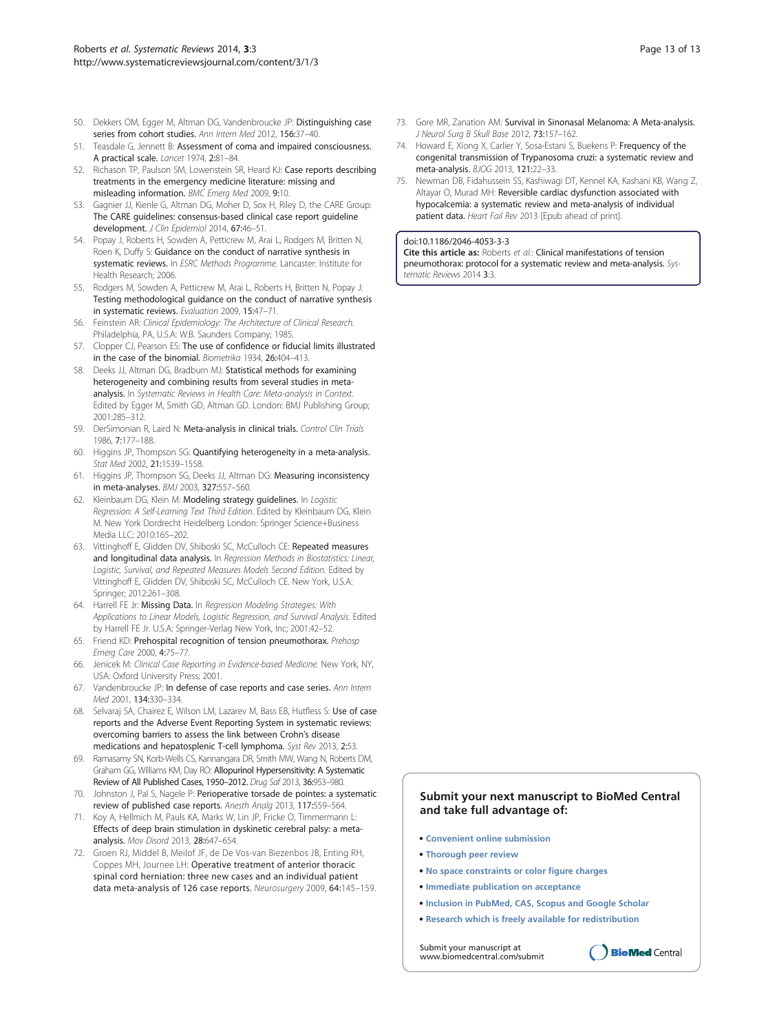50. Dekkers OM, Egger M, Altman DG, Vandenbroucke JP: **Distinguishing case series from cohort studies.** *Ann Intern Med* 2012, **156:**37–40.
51. Teasdale G, Jennett B: **Assessment of coma and impaired consciousness. A practical scale.** *Lancet* 1974, **2:**81–84.
52. Richason TP, Paulson SM, Lowenstein SR, Heard KJ: **Case reports describing treatments in the emergency medicine literature: missing and misleading information.** *BMC Emerg Med* 2009, **9:**10.
53. Gagnier JJ, Kienle G, Altman DG, Moher D, Sox H, Riley D, the CARE Group: **The CARE guidelines: consensus-based clinical case report guideline development.** *J Clin Epidemiol* 2014, **67:**46–51.
54. Popay J, Roberts H, Sowden A, Petticrew M, Arai L, Rodgers M, Britten N, Roen K, Duffy S: **Guidance on the conduct of narrative synthesis in systematic reviews.** In *ESRC Methods Programme*. Lancaster: Institute for Health Research; 2006.
55. Rodgers M, Sowden A, Petticrew M, Arai L, Roberts H, Britten N, Popay J: **Testing methodological guidance on the conduct of narrative synthesis in systematic reviews.** *Evaluation* 2009, **15:**47–71.
56. Feinstein AR: *Clinical Epidemiology: The Architecture of Clinical Research.* Philadelphia, PA, U.S.A: W.B. Saunders Company; 1985.
57. Clopper CJ, Pearson ES: **The use of confidence or fiducial limits illustrated in the case of the binomial.** *Biometrika* 1934, **26:**404–413.
58. Deeks JJ, Altman DG, Bradburn MJ: **Statistical methods for examining heterogeneity and combining results from several studies in meta-analysis.** In *Systematic Reviews in Health Care: Meta-analysis in Context*. Edited by Egger M, Smith GD, Altman GD. London: BMJ Publishing Group; 2001:285–312.
59. DerSimonian R, Laird N: **Meta-analysis in clinical trials.** *Control Clin Trials* 1986, **7:**177–188.
60. Higgins JP, Thompson SG: **Quantifying heterogeneity in a meta-analysis.** *Stat Med* 2002, **21:**1539–1558.
61. Higgins JP, Thompson SG, Deeks JJ, Altman DG: **Measuring inconsistency in meta-analyses.** *BMJ* 2003, **327:**557–560.
62. Kleinbaum DG, Klein M: **Modeling strategy guidelines.** In *Logistic Regression: A Self-Learning Text Third Edition*. Edited by Kleinbaum DG, Klein M. New York Dordrecht Heidelberg London: Springer Science+Business Media LLC; 2010:165–202.
63. Vittinghoff E, Glidden DV, Shiboski SC, McCulloch CE: **Repeated measures and longitudinal data analysis.** In *Regression Methods in Biostatistics: Linear, Logistic, Survival, and Repeated Measures Models Second Edition*. Edited by Vittinghoff E, Glidden DV, Shiboski SC, McCulloch CE. New York, U.S.A: Springer; 2012:261–308.
64. Harrell FE Jr: **Missing Data.** In *Regression Modeling Strategies: With Applications to Linear Models, Logistic Regression, and Survival Analysis*. Edited by Harrell FE Jr. U.S.A: Springer-Verlag New York, Inc; 2001:42–52.
65. Friend KD: **Prehospital recognition of tension pneumothorax.** *Prehosp Emerg Care* 2000, **4:**75–77.
66. Jenicek M: *Clinical Case Reporting in Evidence-based Medicine.* New York, NY, USA: Oxford University Press; 2001.
67. Vandenbroucke JP: **In defense of case reports and case series.** *Ann Intern Med* 2001, **134:**330–334.
68. Selvaraj SA, Chairez E, Wilson LM, Lazarev M, Bass EB, Hutfless S: **Use of case reports and the Adverse Event Reporting System in systematic reviews: overcoming barriers to assess the link between Crohn's disease medications and hepatosplenic T-cell lymphoma.** *Syst Rev* 2013, **2:**53.
69. Ramasamy SN, Korb-Wells CS, Kannangara DR, Smith MW, Wang N, Roberts DM, Graham GG, Williams KM, Day RO: **Allopurinol Hypersensitivity: A Systematic Review of All Published Cases, 1950–2012.** *Drug Saf* 2013, **36:**953–980.
70. Johnston J, Pal S, Nagele P: **Perioperative torsade de pointes: a systematic review of published case reports.** *Anesth Analg* 2013, **117:**559–564.
71. Koy A, Hellmich M, Pauls KA, Marks W, Lin JP, Fricke O, Timmermann L: **Effects of deep brain stimulation in dyskinetic cerebral palsy: a meta-analysis.** *Mov Disord* 2013, **28:**647–654.
72. Groen RJ, Middel B, Meilof JF, de De Vos-van Biezenbos JB, Enting RH, Coppes MH, Journee LH: **Operative treatment of anterior thoracic spinal cord herniation: three new cases and an individual patient data meta-analysis of 126 case reports.** *Neurosurgery* 2009, **64:**145–159.
73. Gore MR, Zanation AM: **Survival in Sinonasal Melanoma: A Meta-analysis.** *J Neurol Surg B Skull Base* 2012, **73:**157–162.
74. Howard E, Xiong X, Carlier Y, Sosa-Estani S, Buekens P: **Frequency of the congenital transmission of Trypanosoma cruzi: a systematic review and meta-analysis.** *BJOG* 2013, **121:**22–33.
75. Newman DB, Fidahussein SS, Kashiwagi DT, Kennel KA, Kashani KB, Wang Z, Altayar O, Murad MH: **Reversible cardiac dysfunction associated with hypocalcemia: a systematic review and meta-analysis of individual patient data.** *Heart Fail Rev* 2013 [Epub ahead of print].

doi:10.1186/2046-4053-3-3

**Cite this article as:** Roberts *et al.*: Clinical manifestations of tension pneumothorax: protocol for a systematic review and meta-analysis. *Systematic Reviews* 2014 **3**:3.

**Submit your next manuscript to BioMed Central and take full advantage of:**

- **Convenient online submission**
- **Thorough peer review**
- **No space constraints or color figure charges**
- **Immediate publication on acceptance**
- **Inclusion in PubMed, CAS, Scopus and Google Scholar**
- **Research which is freely available for redistribution**

Submit your manuscript at
www.biomedcentral.com/submit

BioMed Central